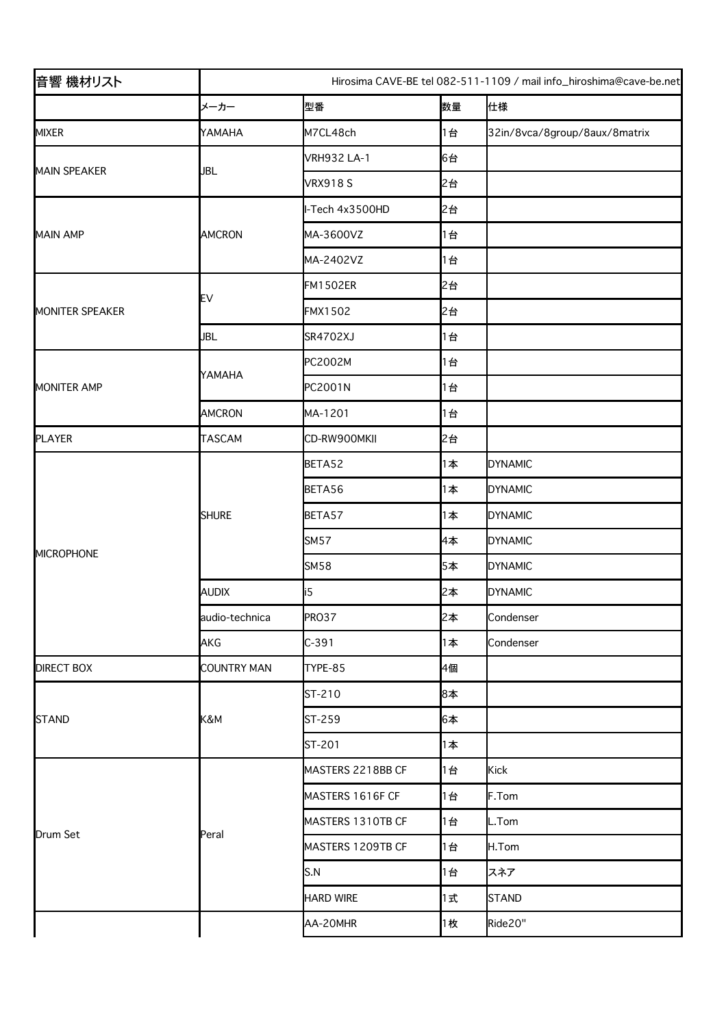| 音響 機材リスト | Hirosima CAVE-BE tel 082-511-1109 / mail info_hiroshima@cave-be.net | | | |
|---|---|---|---|---|
| | メーカー | 型番 | 数量 | 仕様 |
| MIXER | YAMAHA | M7CL48ch | 1台 | 32in/8vca/8group/8aux/8matrix |
| MAIN SPEAKER | JBL | VRH932 LA-1 | 6台 | |
| | | VRX918 S | 2台 | |
| MAIN AMP | AMCRON | I-Tech 4x3500HD | 2台 | |
| | | MA-3600VZ | 1台 | |
| | | MA-2402VZ | 1台 | |
| MONITER SPEAKER | EV | FM1502ER | 2台 | |
| | | FMX1502 | 2台 | |
| | JBL | SR4702XJ | 1台 | |
| MONITER AMP | YAMAHA | PC2002M | 1台 | |
| | | PC2001N | 1台 | |
| | AMCRON | MA-1201 | 1台 | |
| PLAYER | TASCAM | CD-RW900MKII | 2台 | |
| MICROPHONE | SHURE | BETA52 | 1本 | DYNAMIC |
| | | BETA56 | 1本 | DYNAMIC |
| | | BETA57 | 1本 | DYNAMIC |
| | | SM57 | 4本 | DYNAMIC |
| | | SM58 | 5本 | DYNAMIC |
| | AUDIX | i5 | 2本 | DYNAMIC |
| | audio-technica | PRO37 | 2本 | Condenser |
| | AKG | C-391 | 1本 | Condenser |
| DIRECT BOX | COUNTRY MAN | TYPE-85 | 4個 | |
| STAND | K&M | ST-210 | 8本 | |
| | | ST-259 | 6本 | |
| | | ST-201 | 1本 | |
| Drum Set | Peral | MASTERS 2218BB CF | 1台 | Kick |
| | | MASTERS 1616F CF | 1台 | F.Tom |
| | | MASTERS 1310TB CF | 1台 | L.Tom |
| | | MASTERS 1209TB CF | 1台 | H.Tom |
| | | S.N | 1台 | スネア |
| | | HARD WIRE | 1式 | STAND |
| | | AA-20MHR | 1枚 | Ride20" |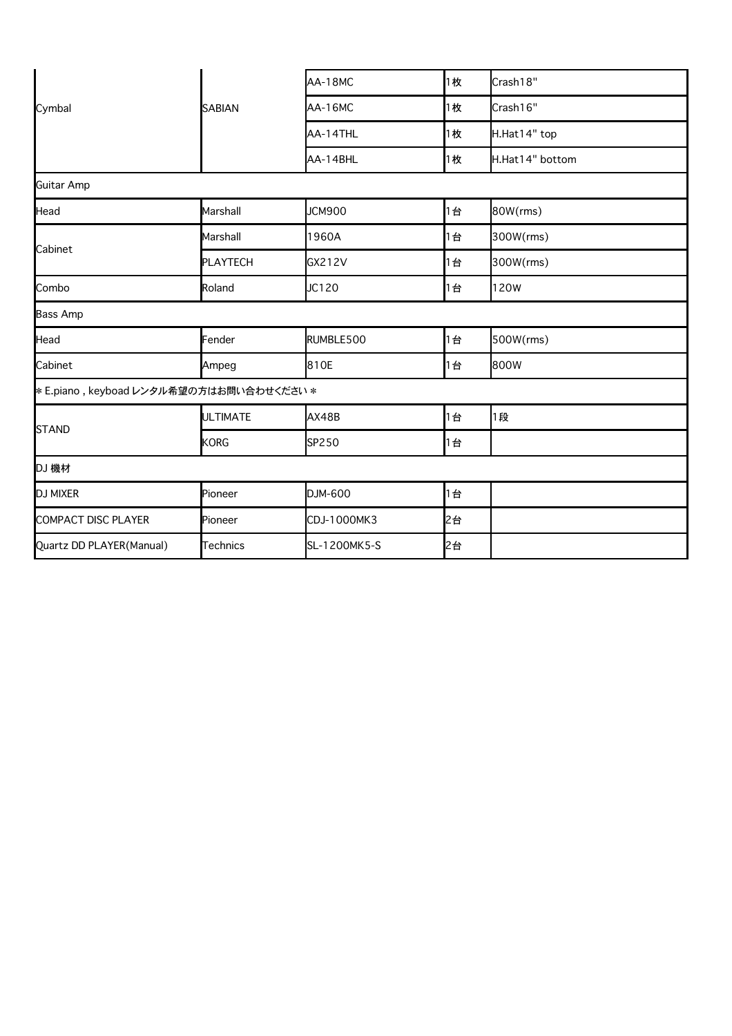| | | | | |
|---|---|---|---|---|
| Cymbal | SABIAN | AA-18MC | 1枚 | Crash18" |
| | | AA-16MC | 1枚 | Crash16" |
| | | AA-14THL | 1枚 | H.Hat14" top |
| | | AA-14BHL | 1枚 | H.Hat14" bottom |
| Guitar Amp | | | | |
| Head | Marshall | JCM900 | 1台 | 80W(rms) |
| Cabinet | Marshall | 1960A | 1台 | 300W(rms) |
| | PLAYTECH | GX212V | 1台 | 300W(rms) |
| Combo | Roland | JC120 | 1台 | 120W |
| Bass Amp | | | | |
| Head | Fender | RUMBLE500 | 1台 | 500W(rms) |
| Cabinet | Ampeg | 810E | 1台 | 800W |
| * E.piano , keyboad レンタル希望の方はお問い合わせください * | | | | |
| STAND | ULTIMATE | AX48B | 1台 | 1段 |
| | KORG | SP250 | 1台 | |
| DJ 機材 | | | | |
| DJ MIXER | Pioneer | DJM-600 | 1台 | |
| COMPACT DISC PLAYER | Pioneer | CDJ-1000MK3 | 2台 | |
| Quartz DD PLAYER(Manual) | Technics | SL-1200MK5-S | 2台 | |